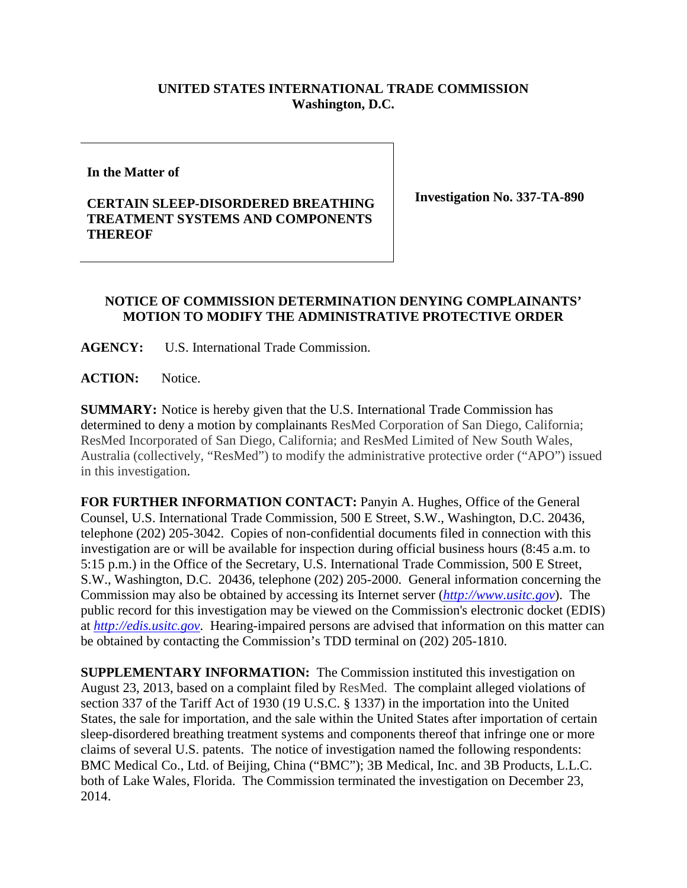**UNITED STATES INTERNATIONAL TRADE COMMISSION**
**Washington, D.C.**

| | |
|---|---|
| **In the Matter of**<br><br>**CERTAIN SLEEP-DISORDERED BREATHING TREATMENT SYSTEMS AND COMPONENTS THEREOF** | **Investigation No. 337-TA-890** |

**NOTICE OF COMMISSION DETERMINATION DENYING COMPLAINANTS' MOTION TO MODIFY THE ADMINISTRATIVE PROTECTIVE ORDER**

**AGENCY:** U.S. International Trade Commission.

**ACTION:** Notice.

**SUMMARY:** Notice is hereby given that the U.S. International Trade Commission has determined to deny a motion by complainants ResMed Corporation of San Diego, California; ResMed Incorporated of San Diego, California; and ResMed Limited of New South Wales, Australia (collectively, "ResMed") to modify the administrative protective order ("APO") issued in this investigation.

**FOR FURTHER INFORMATION CONTACT:** Panyin A. Hughes, Office of the General Counsel, U.S. International Trade Commission, 500 E Street, S.W., Washington, D.C. 20436, telephone (202) 205-3042. Copies of non-confidential documents filed in connection with this investigation are or will be available for inspection during official business hours (8:45 a.m. to 5:15 p.m.) in the Office of the Secretary, U.S. International Trade Commission, 500 E Street, S.W., Washington, D.C. 20436, telephone (202) 205-2000. General information concerning the Commission may also be obtained by accessing its Internet server (*http://www.usitc.gov*). The public record for this investigation may be viewed on the Commission's electronic docket (EDIS) at *http://edis.usitc.gov*. Hearing-impaired persons are advised that information on this matter can be obtained by contacting the Commission's TDD terminal on (202) 205-1810.

**SUPPLEMENTARY INFORMATION:** The Commission instituted this investigation on August 23, 2013, based on a complaint filed by ResMed. The complaint alleged violations of section 337 of the Tariff Act of 1930 (19 U.S.C. § 1337) in the importation into the United States, the sale for importation, and the sale within the United States after importation of certain sleep-disordered breathing treatment systems and components thereof that infringe one or more claims of several U.S. patents. The notice of investigation named the following respondents: BMC Medical Co., Ltd. of Beijing, China ("BMC"); 3B Medical, Inc. and 3B Products, L.L.C. both of Lake Wales, Florida. The Commission terminated the investigation on December 23, 2014.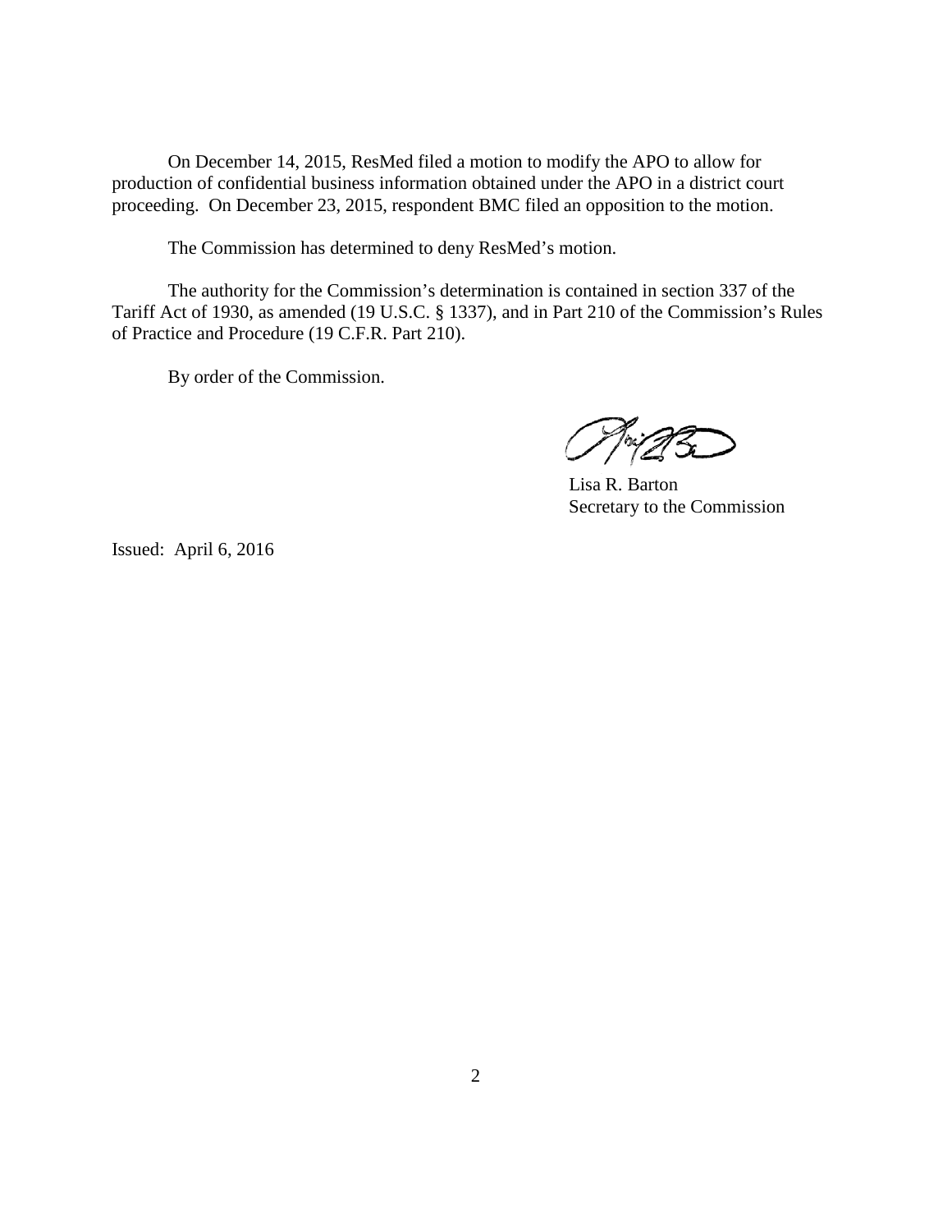On December 14, 2015, ResMed filed a motion to modify the APO to allow for production of confidential business information obtained under the APO in a district court proceeding. On December 23, 2015, respondent BMC filed an opposition to the motion.

The Commission has determined to deny ResMed's motion.

The authority for the Commission's determination is contained in section 337 of the Tariff Act of 1930, as amended (19 U.S.C. § 1337), and in Part 210 of the Commission's Rules of Practice and Procedure (19 C.F.R. Part 210).

By order of the Commission.

Lisa R. Barton
Secretary to the Commission

Issued: April 6, 2016